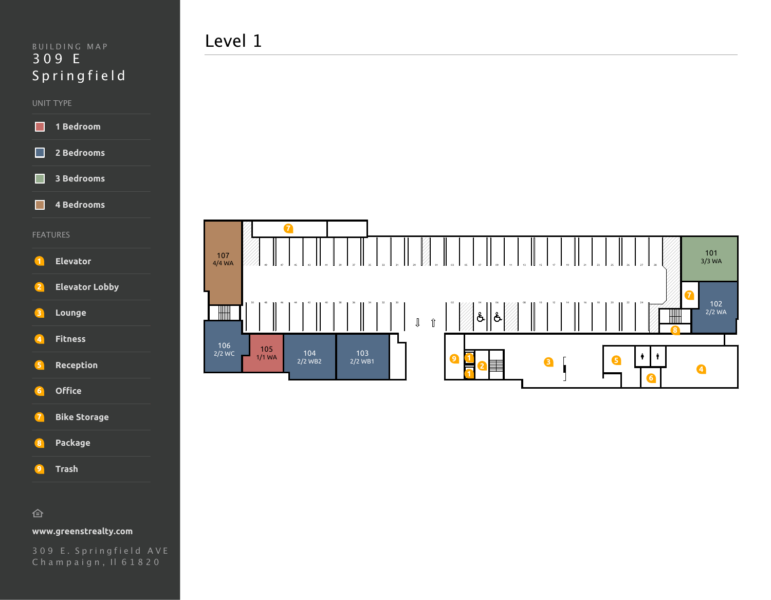BUILDING MAP

# 309 E Springfield

## UNIT TYPE

- 1 Bedroom
- 2 Bedrooms
- 3 Bedrooms
- 4 Bedrooms

## FEATURES

1. Elevator
2. Elevator Lobby
3. Lounge
4. Fitness
5. Reception
6. Office
7. Bike Storage
8. Package
9. Trash

www.greenstrealty.com

309 E. Springfield AVE
Champaign, Il 61820

# Level 1

107
4/4 WA

101
3/3 WA

102
2/2 WA

106
2/2 WC

105
1/1 WA

104
2/2 WB2

103
2/2 WB1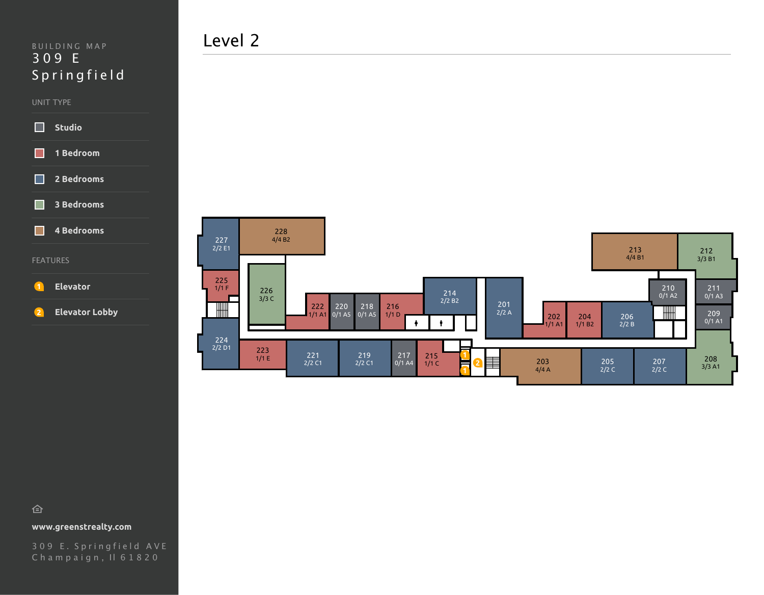BUILDING MAP

# 309 E Springfield

UNIT TYPE

- Studio
- 1 Bedroom
- 2 Bedrooms
- 3 Bedrooms
- 4 Bedrooms

FEATURES

- 1 Elevator
- 2 Elevator Lobby

**www.greenstrealty.com**

309 E. Springfield AVE
Champaign, Il 61820

## Level 2

227 2/2 E1

228 4/4 B2

225 1/1 F

226 3/3 C

224 2/2 D1

223 1/1 E

222 1/1 A1

220 0/1 A5

218 0/1 A5

216 1/1 D

214 2/2 B2

221 2/2 C1

219 2/2 C1

217 0/1 A4

215 1/1 C

201 2/2 A

202 1/1 A1

204 1/1 B2

206 2/2 B

203 4/4 A

205 2/2 C

207 2/2 C

213 4/4 B1

212 3/3 B1

210 0/1 A2

211 0/1 A3

209 0/1 A1

208 3/3 A1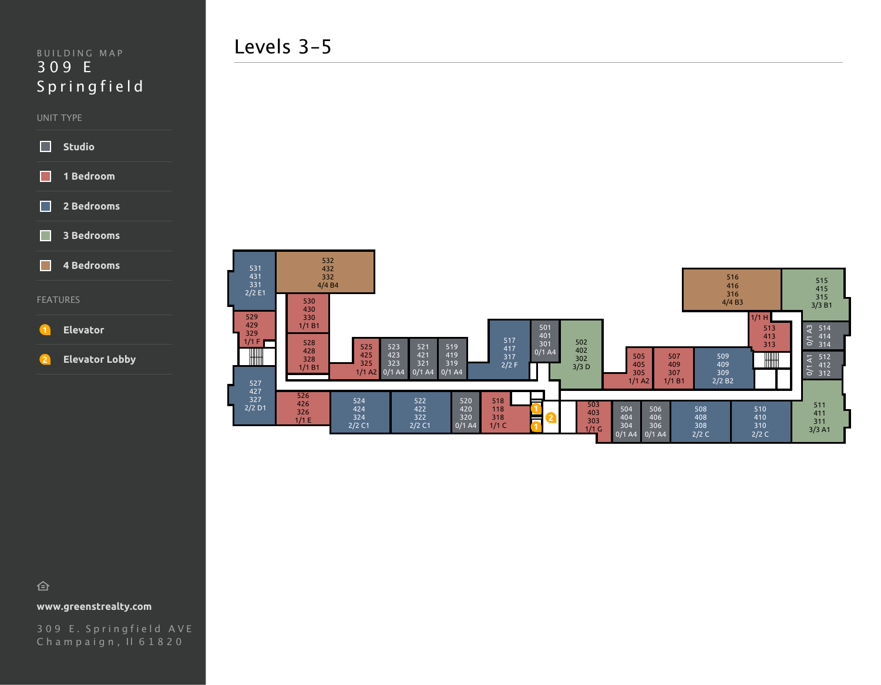BUILDING MAP
309 E Springfield

UNIT TYPE

- Studio
- 1 Bedroom
- 2 Bedrooms
- 3 Bedrooms
- 4 Bedrooms

FEATURES

- 1 Elevator
- 2 Elevator Lobby

www.greenstrealty.com

309 E. Springfield AVE
Champaign, Il 61820

# Levels 3-5

| Units | Type |
|---|---|
| 531 / 431 / 331 | 2/2 E1 |
| 532 / 432 / 332 | 4/4 B4 |
| 530 / 430 / 330 | 1/1 B1 |
| 529 / 429 / 329 | 1/1 F |
| 528 / 428 / 328 | 1/1 B1 |
| 527 / 427 / 327 | 2/2 D1 |
| 526 / 426 / 326 | 1/1 E |
| 525 / 425 / 325 | 1/1 A2 |
| 523 / 423 / 323 | 0/1 A4 |
| 521 / 421 / 321 | 0/1 A4 |
| 519 / 419 / 319 | 0/1 A4 |
| 524 / 424 / 324 | 2/2 C1 |
| 522 / 422 / 322 | 2/2 C1 |
| 520 / 420 / 320 | 0/1 A4 |
| 518 / 118 / 318 | 1/1 C |
| 517 / 417 / 317 | 2/2 F |
| 501 / 401 / 301 | 0/1 A4 |
| 502 / 402 / 302 | 3/3 D |
| 503 / 403 / 303 | 1/1 G |
| 504 / 404 / 304 | 0/1 A4 |
| 506 / 406 / 306 | 0/1 A4 |
| 505 / 405 / 305 | 1/1 A2 |
| 507 / 409 / 307 | 1/1 B1 |
| 509 / 409 / 309 | 2/2 B2 |
| 508 / 408 / 308 | 2/2 C |
| 510 / 410 / 310 | 2/2 C |
| 516 / 416 / 316 | 4/4 B3 |
| 515 / 415 / 315 | 3/3 B1 |
| 513 / 413 / 313 | 1/1 H |
| 514 / 414 / 314 | 0/1 A3 |
| 512 / 412 / 312 | 0/1 A1 |
| 511 / 411 / 311 | 3/3 A1 |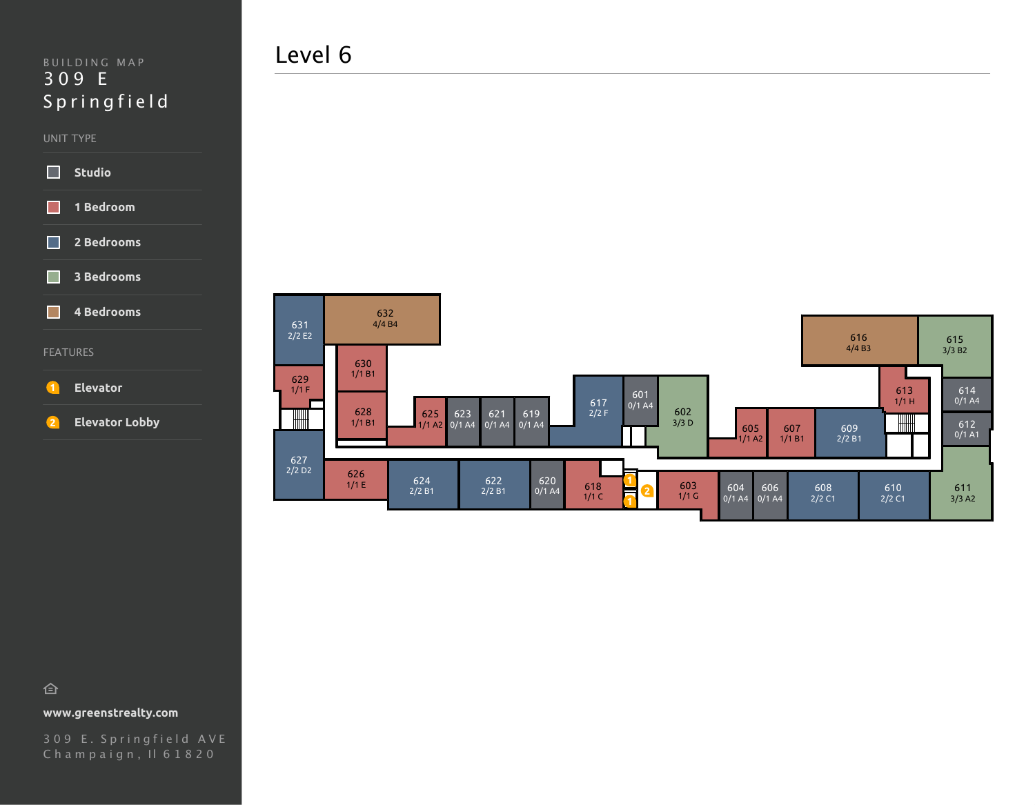BUILDING MAP

# 309 E Springfield

UNIT TYPE

- Studio
- 1 Bedroom
- 2 Bedrooms
- 3 Bedrooms
- 4 Bedrooms

FEATURES

- 1 Elevator
- 2 Elevator Lobby

**www.greenstrealty.com**

309 E. Springfield AVE
Champaign, Il 61820

## Level 6

631
2/2 E2

632
4/4 B4

630
1/1 B1

629
1/1 F

628
1/1 B1

625
1/1 A2

623
0/1 A4

621
0/1 A4

619
0/1 A4

617
2/2 F

601
0/1 A4

602
3/3 D

605
1/1 A2

607
1/1 B1

609
2/2 B1

613
1/1 H

616
4/4 B3

615
3/3 B2

614
0/1 A4

612
0/1 A1

627
2/2 D2

626
1/1 E

624
2/2 B1

622
2/2 B1

620
0/1 A4

618
1/1 C

603
1/1 G

604
0/1 A4

606
0/1 A4

608
2/2 C1

610
2/2 C1

611
3/3 A2